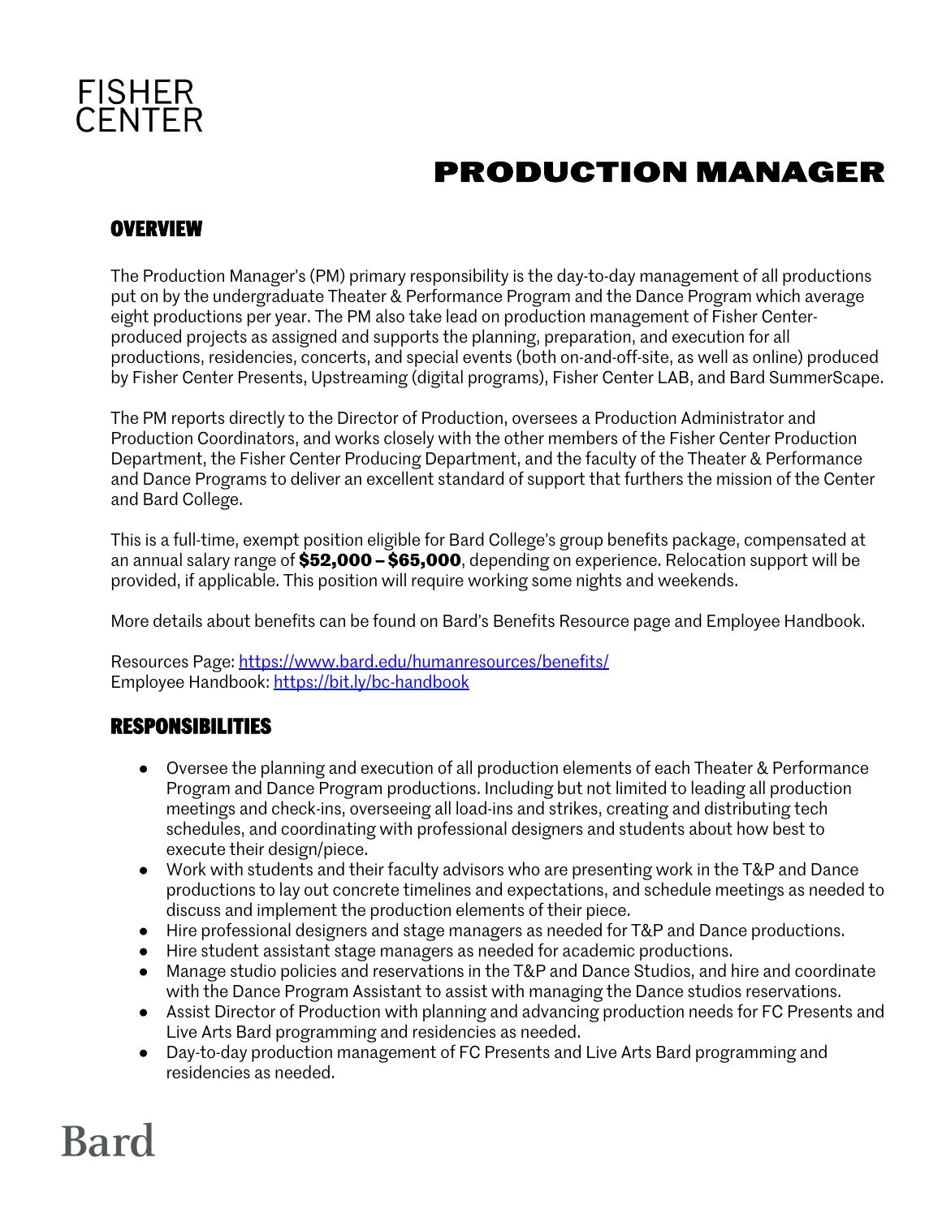FISHER
CENTER

# PRODUCTION MANAGER

## OVERVIEW

The Production Manager's (PM) primary responsibility is the day-to-day management of all productions put on by the undergraduate Theater & Performance Program and the Dance Program which average eight productions per year. The PM also take lead on production management of Fisher Center-produced projects as assigned and supports the planning, preparation, and execution for all productions, residencies, concerts, and special events (both on-and-off-site, as well as online) produced by Fisher Center Presents, Upstreaming (digital programs), Fisher Center LAB, and Bard SummerScape.

The PM reports directly to the Director of Production, oversees a Production Administrator and Production Coordinators, and works closely with the other members of the Fisher Center Production Department, the Fisher Center Producing Department, and the faculty of the Theater & Performance and Dance Programs to deliver an excellent standard of support that furthers the mission of the Center and Bard College.

This is a full-time, exempt position eligible for Bard College's group benefits package, compensated at an annual salary range of **$52,000 – $65,000**, depending on experience. Relocation support will be provided, if applicable. This position will require working some nights and weekends.

More details about benefits can be found on Bard's Benefits Resource page and Employee Handbook.

Resources Page: https://www.bard.edu/humanresources/benefits/
Employee Handbook: https://bit.ly/bc-handbook

## RESPONSIBILITIES

- Oversee the planning and execution of all production elements of each Theater & Performance Program and Dance Program productions. Including but not limited to leading all production meetings and check-ins, overseeing all load-ins and strikes, creating and distributing tech schedules, and coordinating with professional designers and students about how best to execute their design/piece.
- Work with students and their faculty advisors who are presenting work in the T&P and Dance productions to lay out concrete timelines and expectations, and schedule meetings as needed to discuss and implement the production elements of their piece.
- Hire professional designers and stage managers as needed for T&P and Dance productions.
- Hire student assistant stage managers as needed for academic productions.
- Manage studio policies and reservations in the T&P and Dance Studios, and hire and coordinate with the Dance Program Assistant to assist with managing the Dance studios reservations.
- Assist Director of Production with planning and advancing production needs for FC Presents and Live Arts Bard programming and residencies as needed.
- Day-to-day production management of FC Presents and Live Arts Bard programming and residencies as needed.

Bard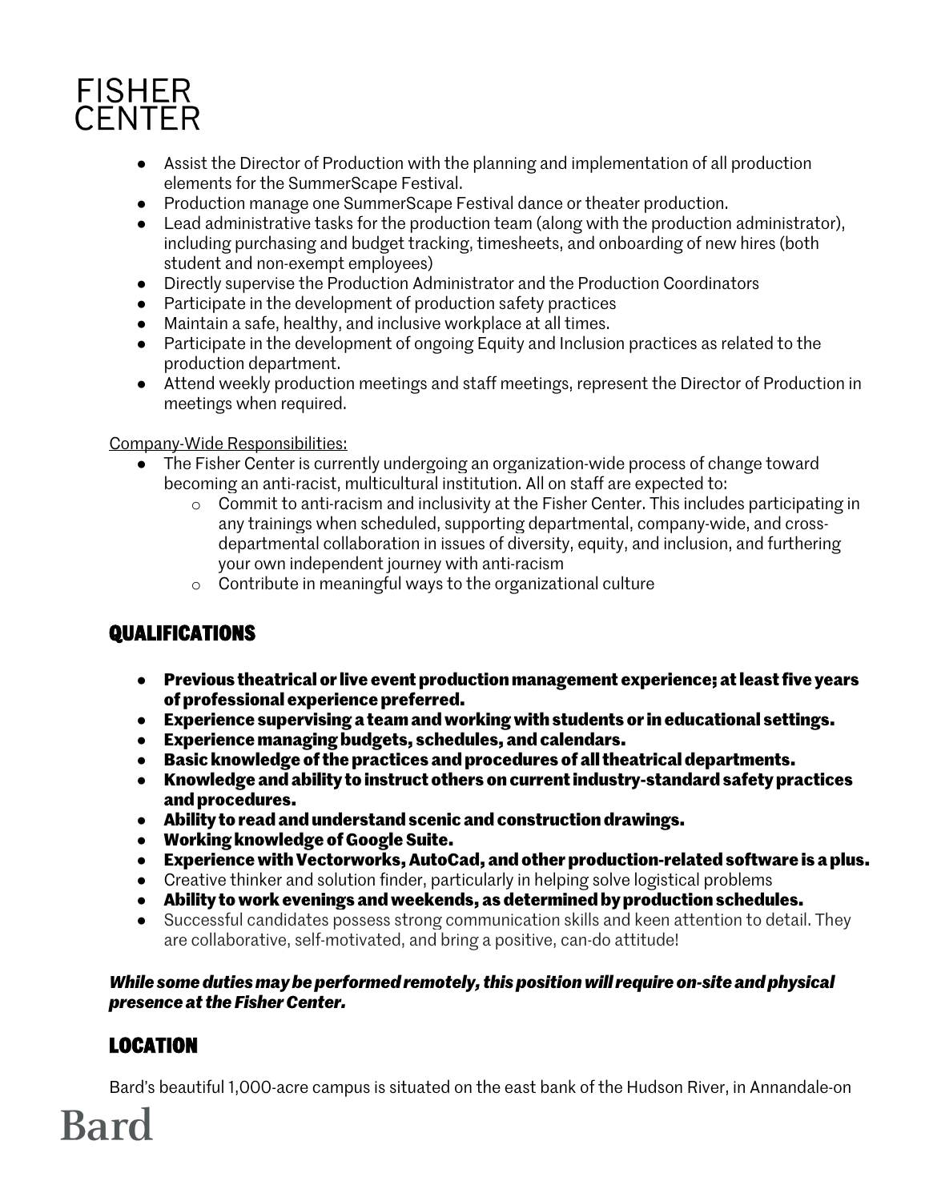- Assist the Director of Production with the planning and implementation of all production elements for the SummerScape Festival.
- Production manage one SummerScape Festival dance or theater production.
- Lead administrative tasks for the production team (along with the production administrator), including purchasing and budget tracking, timesheets, and onboarding of new hires (both student and non-exempt employees)
- Directly supervise the Production Administrator and the Production Coordinators
- Participate in the development of production safety practices
- Maintain a safe, healthy, and inclusive workplace at all times.
- Participate in the development of ongoing Equity and Inclusion practices as related to the production department.
- Attend weekly production meetings and staff meetings, represent the Director of Production in meetings when required.

Company-Wide Responsibilities:

- The Fisher Center is currently undergoing an organization-wide process of change toward becoming an anti-racist, multicultural institution. All on staff are expected to:
  - Commit to anti-racism and inclusivity at the Fisher Center. This includes participating in any trainings when scheduled, supporting departmental, company-wide, and cross-departmental collaboration in issues of diversity, equity, and inclusion, and furthering your own independent journey with anti-racism
  - Contribute in meaningful ways to the organizational culture

## QUALIFICATIONS

- **Previous theatrical or live event production management experience; at least five years of professional experience preferred.**
- **Experience supervising a team and working with students or in educational settings.**
- **Experience managing budgets, schedules, and calendars.**
- **Basic knowledge of the practices and procedures of all theatrical departments.**
- **Knowledge and ability to instruct others on current industry-standard safety practices and procedures.**
- **Ability to read and understand scenic and construction drawings.**
- **Working knowledge of Google Suite.**
- **Experience with Vectorworks, AutoCad, and other production-related software is a plus.**
- Creative thinker and solution finder, particularly in helping solve logistical problems
- **Ability to work evenings and weekends, as determined by production schedules.**
- Successful candidates possess strong communication skills and keen attention to detail. They are collaborative, self-motivated, and bring a positive, can-do attitude!

***While some duties may be performed remotely, this position will require on-site and physical presence at the Fisher Center.***

## LOCATION

Bard's beautiful 1,000-acre campus is situated on the east bank of the Hudson River, in Annandale-on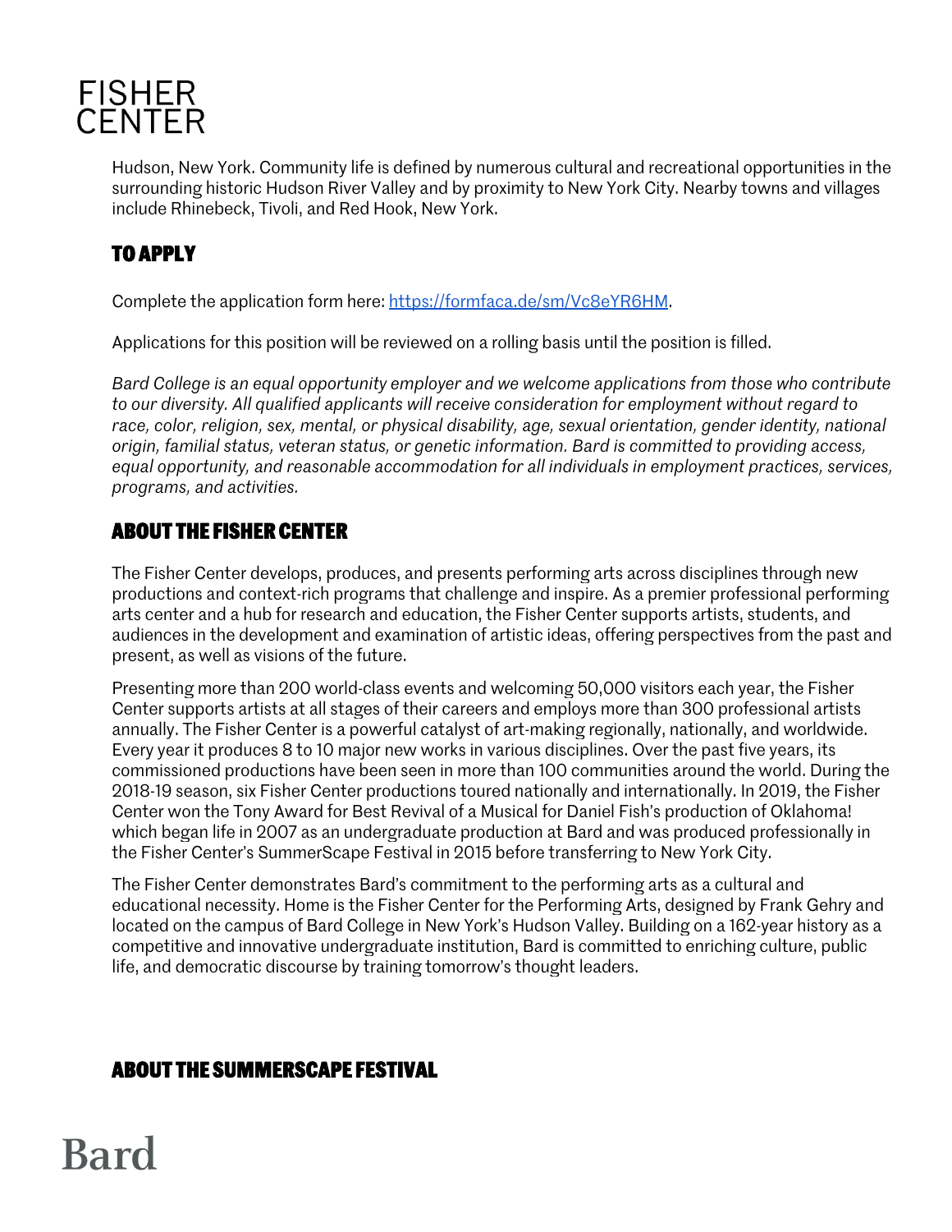Hudson, New York. Community life is defined by numerous cultural and recreational opportunities in the surrounding historic Hudson River Valley and by proximity to New York City. Nearby towns and villages include Rhinebeck, Tivoli, and Red Hook, New York.

## TO APPLY

Complete the application form here: [https://formfaca.de/sm/Vc8eYR6HM](https://formfaca.de/sm/Vc8eYR6HM).

Applications for this position will be reviewed on a rolling basis until the position is filled.

*Bard College is an equal opportunity employer and we welcome applications from those who contribute to our diversity. All qualified applicants will receive consideration for employment without regard to race, color, religion, sex, mental, or physical disability, age, sexual orientation, gender identity, national origin, familial status, veteran status, or genetic information. Bard is committed to providing access, equal opportunity, and reasonable accommodation for all individuals in employment practices, services, programs, and activities.*

## ABOUT THE FISHER CENTER

The Fisher Center develops, produces, and presents performing arts across disciplines through new productions and context-rich programs that challenge and inspire. As a premier professional performing arts center and a hub for research and education, the Fisher Center supports artists, students, and audiences in the development and examination of artistic ideas, offering perspectives from the past and present, as well as visions of the future.

Presenting more than 200 world-class events and welcoming 50,000 visitors each year, the Fisher Center supports artists at all stages of their careers and employs more than 300 professional artists annually. The Fisher Center is a powerful catalyst of art-making regionally, nationally, and worldwide. Every year it produces 8 to 10 major new works in various disciplines. Over the past five years, its commissioned productions have been seen in more than 100 communities around the world. During the 2018-19 season, six Fisher Center productions toured nationally and internationally. In 2019, the Fisher Center won the Tony Award for Best Revival of a Musical for Daniel Fish's production of Oklahoma! which began life in 2007 as an undergraduate production at Bard and was produced professionally in the Fisher Center's SummerScape Festival in 2015 before transferring to New York City.

The Fisher Center demonstrates Bard's commitment to the performing arts as a cultural and educational necessity. Home is the Fisher Center for the Performing Arts, designed by Frank Gehry and located on the campus of Bard College in New York's Hudson Valley. Building on a 162-year history as a competitive and innovative undergraduate institution, Bard is committed to enriching culture, public life, and democratic discourse by training tomorrow's thought leaders.

## ABOUT THE SUMMERSCAPE FESTIVAL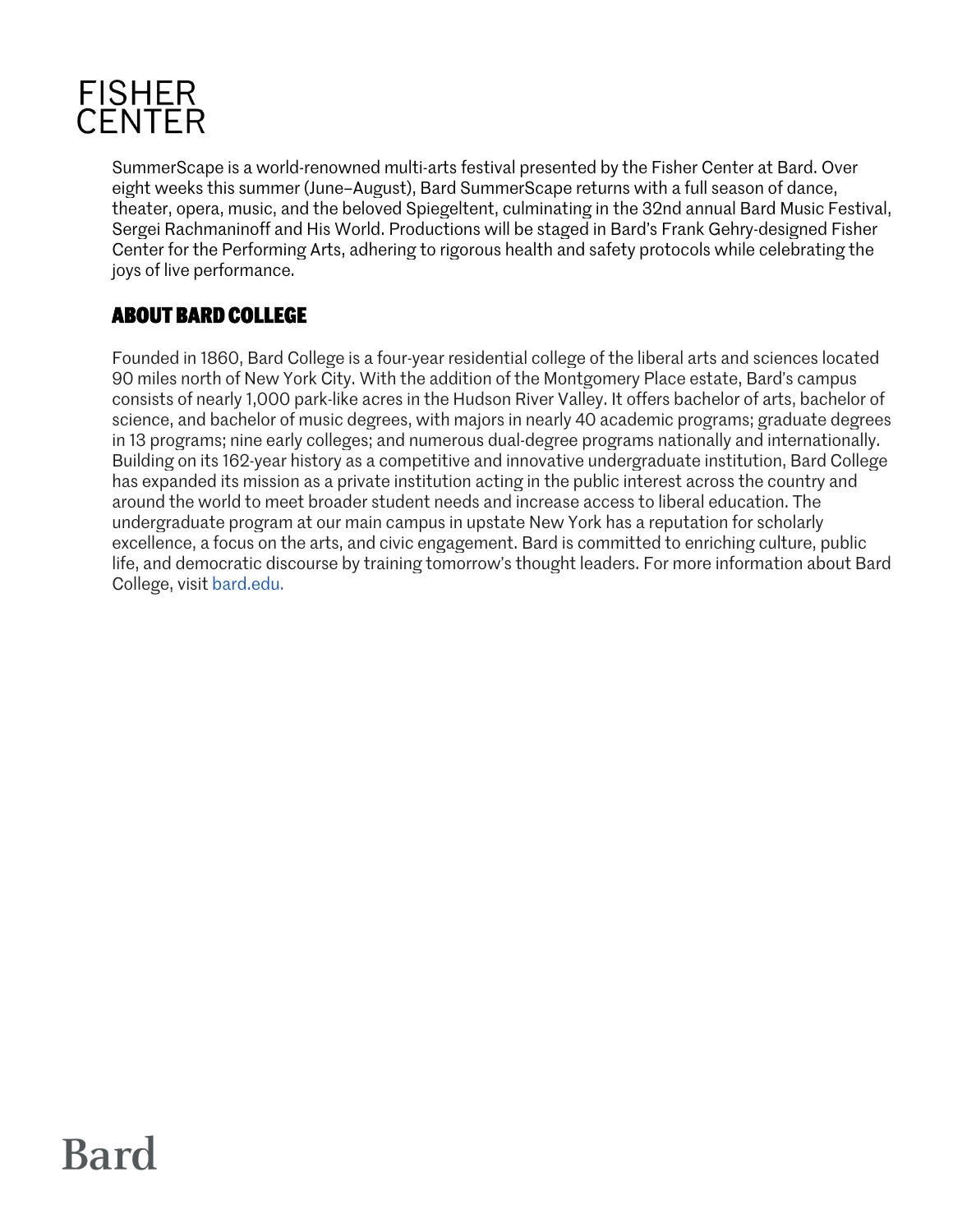FISHER
CENTER

SummerScape is a world-renowned multi-arts festival presented by the Fisher Center at Bard. Over eight weeks this summer (June–August), Bard SummerScape returns with a full season of dance, theater, opera, music, and the beloved Spiegeltent, culminating in the 32nd annual Bard Music Festival, Sergei Rachmaninoff and His World. Productions will be staged in Bard's Frank Gehry-designed Fisher Center for the Performing Arts, adhering to rigorous health and safety protocols while celebrating the joys of live performance.

## ABOUT BARD COLLEGE

Founded in 1860, Bard College is a four-year residential college of the liberal arts and sciences located 90 miles north of New York City. With the addition of the Montgomery Place estate, Bard's campus consists of nearly 1,000 park-like acres in the Hudson River Valley. It offers bachelor of arts, bachelor of science, and bachelor of music degrees, with majors in nearly 40 academic programs; graduate degrees in 13 programs; nine early colleges; and numerous dual-degree programs nationally and internationally. Building on its 162-year history as a competitive and innovative undergraduate institution, Bard College has expanded its mission as a private institution acting in the public interest across the country and around the world to meet broader student needs and increase access to liberal education. The undergraduate program at our main campus in upstate New York has a reputation for scholarly excellence, a focus on the arts, and civic engagement. Bard is committed to enriching culture, public life, and democratic discourse by training tomorrow's thought leaders. For more information about Bard College, visit bard.edu.

Bard